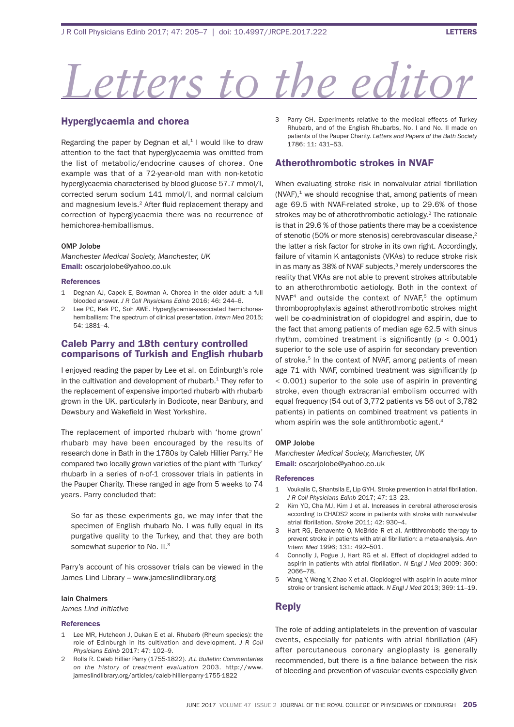# Letters to the editor

## Hyperglycaemia and chorea

Regarding the paper by Degnan et al,[1] I would like to draw attention to the fact that hyperglycaemia was omitted from the list of metabolic/endocrine causes of chorea. One example was that of a 72-year-old man with non-ketotic hyperglycaemia characterised by blood glucose 57.7 mmol/l, corrected serum sodium 141 mmol/l, and normal calcium and magnesium levels.[2] After fluid replacement therapy and correction of hyperglycaemia there was no recurrence of hemichorea-hemiballismus.

**OMP Jolobe**

*Manchester Medical Society, Manchester, UK*

**Email:** oscarjolobe@yahoo.co.uk

### References

1. Degnan AJ, Capek E, Bowman A. Chorea in the older adult: a full blooded answer. *J R Coll Physicians Edinb* 2016; 46: 244–6.
2. Lee PC, Kek PC, Soh AWE. Hyperglycamia-associated hemichorea-hemiballism: The spectrum of clinical presentation. *Intern Med* 2015; 54: 1881–4.

## Caleb Parry and 18th century controlled comparisons of Turkish and English rhubarb

I enjoyed reading the paper by Lee et al. on Edinburgh's role in the cultivation and development of rhubarb.[1] They refer to the replacement of expensive imported rhubarb with rhubarb grown in the UK, particularly in Bodicote, near Banbury, and Dewsbury and Wakefield in West Yorkshire.

The replacement of imported rhubarb with 'home grown' rhubarb may have been encouraged by the results of research done in Bath in the 1780s by Caleb Hillier Parry.[2] He compared two locally grown varieties of the plant with 'Turkey' rhubarb in a series of n-of-1 crossover trials in patients in the Pauper Charity. These ranged in age from 5 weeks to 74 years. Parry concluded that:

> So far as these experiments go, we may infer that the specimen of English rhubarb No. I was fully equal in its purgative quality to the Turkey, and that they are both somewhat superior to No. II.[3]

Parry's account of his crossover trials can be viewed in the James Lind Library – www.jameslindlibrary.org

**Iain Chalmers**

*James Lind Initiative*

### References

1. Lee MR, Hutcheon J, Dukan E et al. Rhubarb (Rheum species): the role of Edinburgh in its cultivation and development. *J R Coll Physicians Edinb* 2017: 47: 102–9.
2. Rolls R. Caleb Hillier Parry (1755-1822). *JLL Bulletin: Commentaries on the history of treatment evaluation* 2003. http://www.jameslindlibrary.org/articles/caleb-hillier-parry-1755-1822
3. Parry CH. Experiments relative to the medical effects of Turkey Rhubarb, and of the English Rhubarbs, No. I and No. II made on patients of the Pauper Charity. *Letters and Papers of the Bath Society* 1786; 11: 431–53.

## Atherothrombotic strokes in NVAF

When evaluating stroke risk in nonvalvular atrial fibrillation (NVAF),[1] we should recognise that, among patients of mean age 69.5 with NVAF-related stroke, up to 29.6% of those strokes may be of atherothrombotic aetiology.[2] The rationale is that in 29.6 % of those patients there may be a coexistence of stenotic (50% or more stenosis) cerebrovascular disease,[2] the latter a risk factor for stroke in its own right. Accordingly, failure of vitamin K antagonists (VKAs) to reduce stroke risk in as many as 38% of NVAF subjects,[3] merely underscores the reality that VKAs are not able to prevent strokes attributable to an atherothrombotic aetiology. Both in the context of NVAF[4] and outside the context of NVAF,[5] the optimum thromboprophylaxis against atherothrombotic strokes might well be co-administration of clopidogrel and aspirin, due to the fact that among patients of median age 62.5 with sinus rhythm, combined treatment is significantly ($p < 0.001$) superior to the sole use of aspirin for secondary prevention of stroke.[5] In the context of NVAF, among patients of mean age 71 with NVAF, combined treatment was significantly ($p < 0.001$) superior to the sole use of aspirin in preventing stroke, even though extracranial embolism occurred with equal frequency (54 out of 3,772 patients vs 56 out of 3,782 patients) in patients on combined treatment vs patients in whom aspirin was the sole antithrombotic agent.[4]

**OMP Jolobe**

*Manchester Medical Society, Manchester, UK*

**Email:** oscarjolobe@yahoo.co.uk

### References

1. Voukalis C, Shantsila E, Lip GYH. Stroke prevention in atrial fibrillation. *J R Coll Physicians Edinb* 2017; 47: 13–23.
2. Kim YD, Cha MJ, Kim J et al. Increases in cerebral atherosclerosis according to CHADS2 score in patients with stroke with nonvalvular atrial fibrillation. *Stroke* 2011; 42: 930–4.
3. Hart RG, Benavente O, McBride R et al. Antithrombotic therapy to prevent stroke in patients with atrial fibrillation: a meta-analysis. *Ann Intern Med* 1996; 131: 492–501.
4. Connolly J, Pogue J, Hart RG et al. Effect of clopidogrel added to aspirin in patients with atrial fibrillation. *N Engl J Med* 2009; 360: 2066–78.
5. Wang Y, Wang Y, Zhao X et al. Clopidogrel with aspirin in acute minor stroke or transient ischemic attack. *N Engl J Med* 2013; 369: 11–19.

## Reply

The role of adding antiplatelets in the prevention of vascular events, especially for patients with atrial fibrillation (AF) after percutaneous coronary angioplasty is generally recommended, but there is a fine balance between the risk of bleeding and prevention of vascular events especially given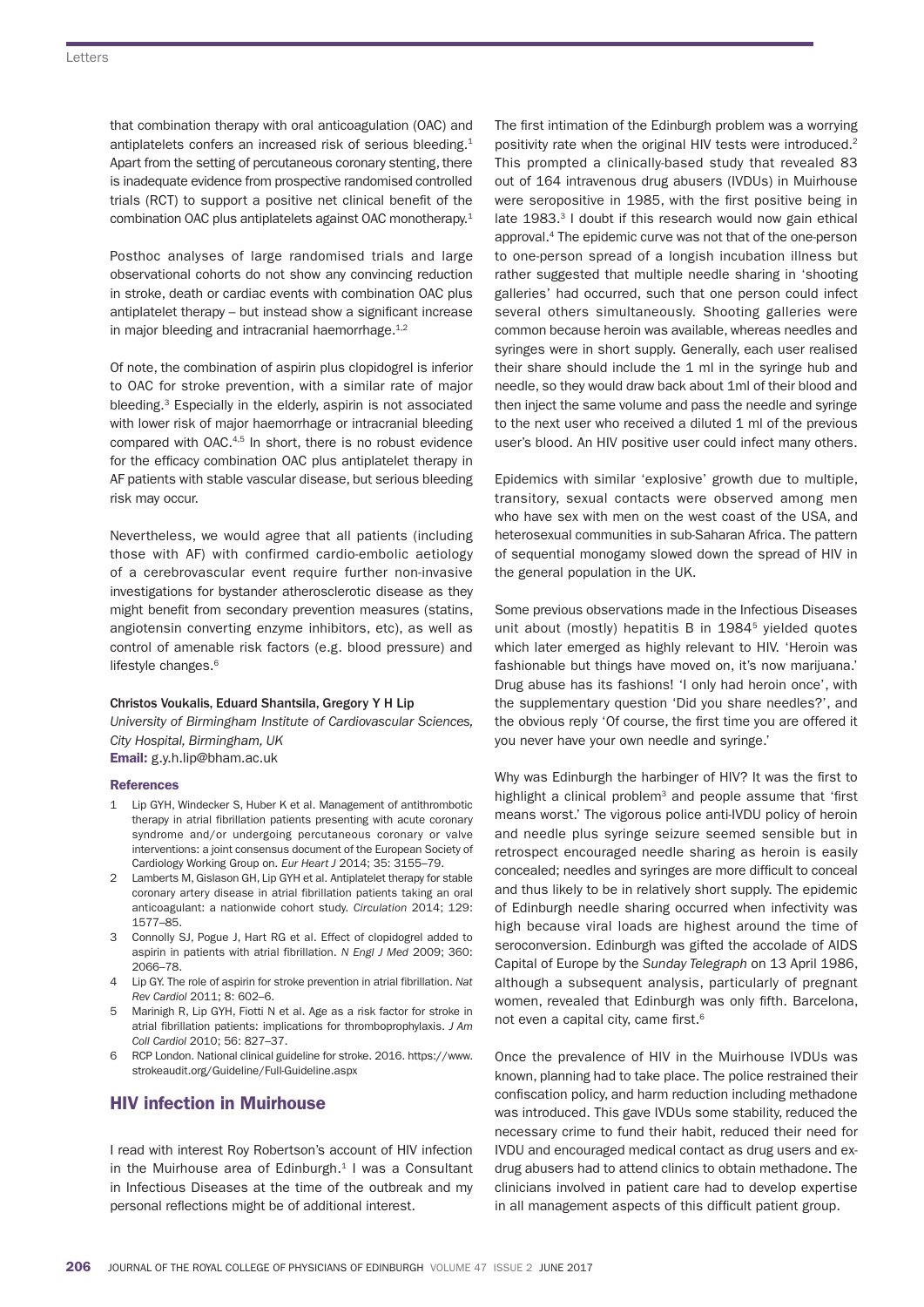that combination therapy with oral anticoagulation (OAC) and antiplatelets confers an increased risk of serious bleeding.[1] Apart from the setting of percutaneous coronary stenting, there is inadequate evidence from prospective randomised controlled trials (RCT) to support a positive net clinical benefit of the combination OAC plus antiplatelets against OAC monotherapy.[1]

Posthoc analyses of large randomised trials and large observational cohorts do not show any convincing reduction in stroke, death or cardiac events with combination OAC plus antiplatelet therapy – but instead show a significant increase in major bleeding and intracranial haemorrhage.[1,2]

Of note, the combination of aspirin plus clopidogrel is inferior to OAC for stroke prevention, with a similar rate of major bleeding.[3] Especially in the elderly, aspirin is not associated with lower risk of major haemorrhage or intracranial bleeding compared with OAC.[4,5] In short, there is no robust evidence for the efficacy combination OAC plus antiplatelet therapy in AF patients with stable vascular disease, but serious bleeding risk may occur.

Nevertheless, we would agree that all patients (including those with AF) with confirmed cardio-embolic aetiology of a cerebrovascular event require further non-invasive investigations for bystander atherosclerotic disease as they might benefit from secondary prevention measures (statins, angiotensin converting enzyme inhibitors, etc), as well as control of amenable risk factors (e.g. blood pressure) and lifestyle changes.[6]

**Christos Voukalis, Eduard Shantsila, Gregory Y H Lip**
*University of Birmingham Institute of Cardiovascular Sciences, City Hospital, Birmingham, UK*
**Email:** g.y.h.lip@bham.ac.uk

**References**

1. Lip GYH, Windecker S, Huber K et al. Management of antithrombotic therapy in atrial fibrillation patients presenting with acute coronary syndrome and/or undergoing percutaneous coronary or valve interventions: a joint consensus document of the European Society of Cardiology Working Group on. *Eur Heart J* 2014; 35: 3155–79.
2. Lamberts M, Gislason GH, Lip GYH et al. Antiplatelet therapy for stable coronary artery disease in atrial fibrillation patients taking an oral anticoagulant: a nationwide cohort study. *Circulation* 2014; 129: 1577–85.
3. Connolly SJ, Pogue J, Hart RG et al. Effect of clopidogrel added to aspirin in patients with atrial fibrillation. *N Engl J Med* 2009; 360: 2066–78.
4. Lip GY. The role of aspirin for stroke prevention in atrial fibrillation. *Nat Rev Cardiol* 2011; 8: 602–6.
5. Marinigh R, Lip GYH, Fiotti N et al. Age as a risk factor for stroke in atrial fibrillation patients: implications for thromboprophylaxis. *J Am Coll Cardiol* 2010; 56: 827–37.
6. RCP London. National clinical guideline for stroke. 2016. https://www.strokeaudit.org/Guideline/Full-Guideline.aspx

## HIV infection in Muirhouse

I read with interest Roy Robertson's account of HIV infection in the Muirhouse area of Edinburgh.[1] I was a Consultant in Infectious Diseases at the time of the outbreak and my personal reflections might be of additional interest.

The first intimation of the Edinburgh problem was a worrying positivity rate when the original HIV tests were introduced.[2] This prompted a clinically-based study that revealed 83 out of 164 intravenous drug abusers (IVDUs) in Muirhouse were seropositive in 1985, with the first positive being in late 1983.[3] I doubt if this research would now gain ethical approval.[4] The epidemic curve was not that of the one-person to one-person spread of a longish incubation illness but rather suggested that multiple needle sharing in 'shooting galleries' had occurred, such that one person could infect several others simultaneously. Shooting galleries were common because heroin was available, whereas needles and syringes were in short supply. Generally, each user realised their share should include the 1 ml in the syringe hub and needle, so they would draw back about 1ml of their blood and then inject the same volume and pass the needle and syringe to the next user who received a diluted 1 ml of the previous user's blood. An HIV positive user could infect many others.

Epidemics with similar 'explosive' growth due to multiple, transitory, sexual contacts were observed among men who have sex with men on the west coast of the USA, and heterosexual communities in sub-Saharan Africa. The pattern of sequential monogamy slowed down the spread of HIV in the general population in the UK.

Some previous observations made in the Infectious Diseases unit about (mostly) hepatitis B in 1984[5] yielded quotes which later emerged as highly relevant to HIV. 'Heroin was fashionable but things have moved on, it's now marijuana.' Drug abuse has its fashions! 'I only had heroin once', with the supplementary question 'Did you share needles?', and the obvious reply 'Of course, the first time you are offered it you never have your own needle and syringe.'

Why was Edinburgh the harbinger of HIV? It was the first to highlight a clinical problem[3] and people assume that 'first means worst.' The vigorous police anti-IVDU policy of heroin and needle plus syringe seizure seemed sensible but in retrospect encouraged needle sharing as heroin is easily concealed; needles and syringes are more difficult to conceal and thus likely to be in relatively short supply. The epidemic of Edinburgh needle sharing occurred when infectivity was high because viral loads are highest around the time of seroconversion. Edinburgh was gifted the accolade of AIDS Capital of Europe by the *Sunday Telegraph* on 13 April 1986, although a subsequent analysis, particularly of pregnant women, revealed that Edinburgh was only fifth. Barcelona, not even a capital city, came first.[6]

Once the prevalence of HIV in the Muirhouse IVDUs was known, planning had to take place. The police restrained their confiscation policy, and harm reduction including methadone was introduced. This gave IVDUs some stability, reduced the necessary crime to fund their habit, reduced their need for IVDU and encouraged medical contact as drug users and ex-drug abusers had to attend clinics to obtain methadone. The clinicians involved in patient care had to develop expertise in all management aspects of this difficult patient group.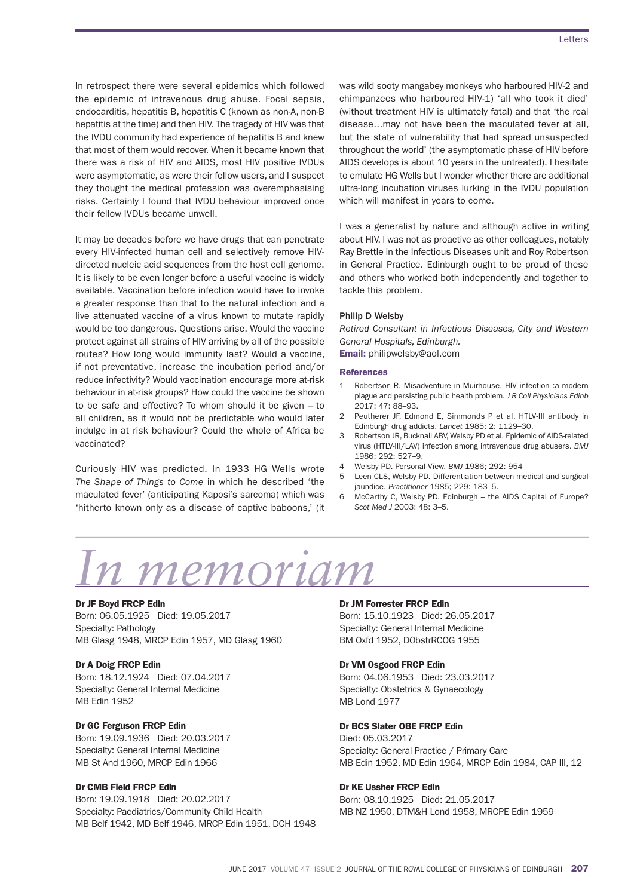In retrospect there were several epidemics which followed the epidemic of intravenous drug abuse. Focal sepsis, endocarditis, hepatitis B, hepatitis C (known as non-A, non-B hepatitis at the time) and then HIV. The tragedy of HIV was that the IVDU community had experience of hepatitis B and knew that most of them would recover. When it became known that there was a risk of HIV and AIDS, most HIV positive IVDUs were asymptomatic, as were their fellow users, and I suspect they thought the medical profession was overemphasising risks. Certainly I found that IVDU behaviour improved once their fellow IVDUs became unwell.

It may be decades before we have drugs that can penetrate every HIV-infected human cell and selectively remove HIV-directed nucleic acid sequences from the host cell genome. It is likely to be even longer before a useful vaccine is widely available. Vaccination before infection would have to invoke a greater response than that to the natural infection and a live attenuated vaccine of a virus known to mutate rapidly would be too dangerous. Questions arise. Would the vaccine protect against all strains of HIV arriving by all of the possible routes? How long would immunity last? Would a vaccine, if not preventative, increase the incubation period and/or reduce infectivity? Would vaccination encourage more at-risk behaviour in at-risk groups? How could the vaccine be shown to be safe and effective? To whom should it be given – to all children, as it would not be predictable who would later indulge in at risk behaviour? Could the whole of Africa be vaccinated?

Curiously HIV was predicted. In 1933 HG Wells wrote *The Shape of Things to Come* in which he described 'the maculated fever' (anticipating Kaposi's sarcoma) which was 'hitherto known only as a disease of captive baboons,' (it was wild sooty mangabey monkeys who harboured HIV-2 and chimpanzees who harboured HIV-1) 'all who took it died' (without treatment HIV is ultimately fatal) and that 'the real disease…may not have been the maculated fever at all, but the state of vulnerability that had spread unsuspected throughout the world' (the asymptomatic phase of HIV before AIDS develops is about 10 years in the untreated). I hesitate to emulate HG Wells but I wonder whether there are additional ultra-long incubation viruses lurking in the IVDU population which will manifest in years to come.

I was a generalist by nature and although active in writing about HIV, I was not as proactive as other colleagues, notably Ray Brettle in the Infectious Diseases unit and Roy Robertson in General Practice. Edinburgh ought to be proud of these and others who worked both independently and together to tackle this problem.

**Philip D Welsby**

*Retired Consultant in Infectious Diseases, City and Western General Hospitals, Edinburgh.*

**Email:** philipwelsby@aol.com

### References

1. Robertson R. Misadventure in Muirhouse. HIV infection :a modern plague and persisting public health problem. *J R Coll Physicians Edinb* 2017; 47: 88–93.
2. Peutherer JF, Edmond E, Simmonds P et al. HTLV-III antibody in Edinburgh drug addicts. *Lancet* 1985; 2: 1129–30.
3. Robertson JR, Bucknall ABV, Welsby PD et al. Epidemic of AIDS-related virus (HTLV-III/LAV) infection among intravenous drug abusers. *BMJ* 1986; 292: 527–9.
4. Welsby PD. Personal View. *BMJ* 1986; 292: 954
5. Leen CLS, Welsby PD. Differentiation between medical and surgical jaundice. *Practitioner* 1985; 229: 183–5.
6. McCarthy C, Welsby PD. Edinburgh – the AIDS Capital of Europe? *Scot Med J* 2003: 48: 3–5.

# *In memoriam*

**Dr JF Boyd FRCP Edin**
Born: 06.05.1925 Died: 19.05.2017
Specialty: Pathology
MB Glasg 1948, MRCP Edin 1957, MD Glasg 1960

**Dr A Doig FRCP Edin**
Born: 18.12.1924 Died: 07.04.2017
Specialty: General Internal Medicine
MB Edin 1952

**Dr GC Ferguson FRCP Edin**
Born: 19.09.1936 Died: 20.03.2017
Specialty: General Internal Medicine
MB St And 1960, MRCP Edin 1966

**Dr CMB Field FRCP Edin**
Born: 19.09.1918 Died: 20.02.2017
Specialty: Paediatrics/Community Child Health
MB Belf 1942, MD Belf 1946, MRCP Edin 1951, DCH 1948

**Dr JM Forrester FRCP Edin**
Born: 15.10.1923 Died: 26.05.2017
Specialty: General Internal Medicine
BM Oxfd 1952, DObstrRCOG 1955

**Dr VM Osgood FRCP Edin**
Born: 04.06.1953 Died: 23.03.2017
Specialty: Obstetrics & Gynaecology
MB Lond 1977

**Dr BCS Slater OBE FRCP Edin**
Died: 05.03.2017
Specialty: General Practice / Primary Care
MB Edin 1952, MD Edin 1964, MRCP Edin 1984, CAP III, 12

**Dr KE Ussher FRCP Edin**
Born: 08.10.1925 Died: 21.05.2017
MB NZ 1950, DTM&H Lond 1958, MRCPE Edin 1959